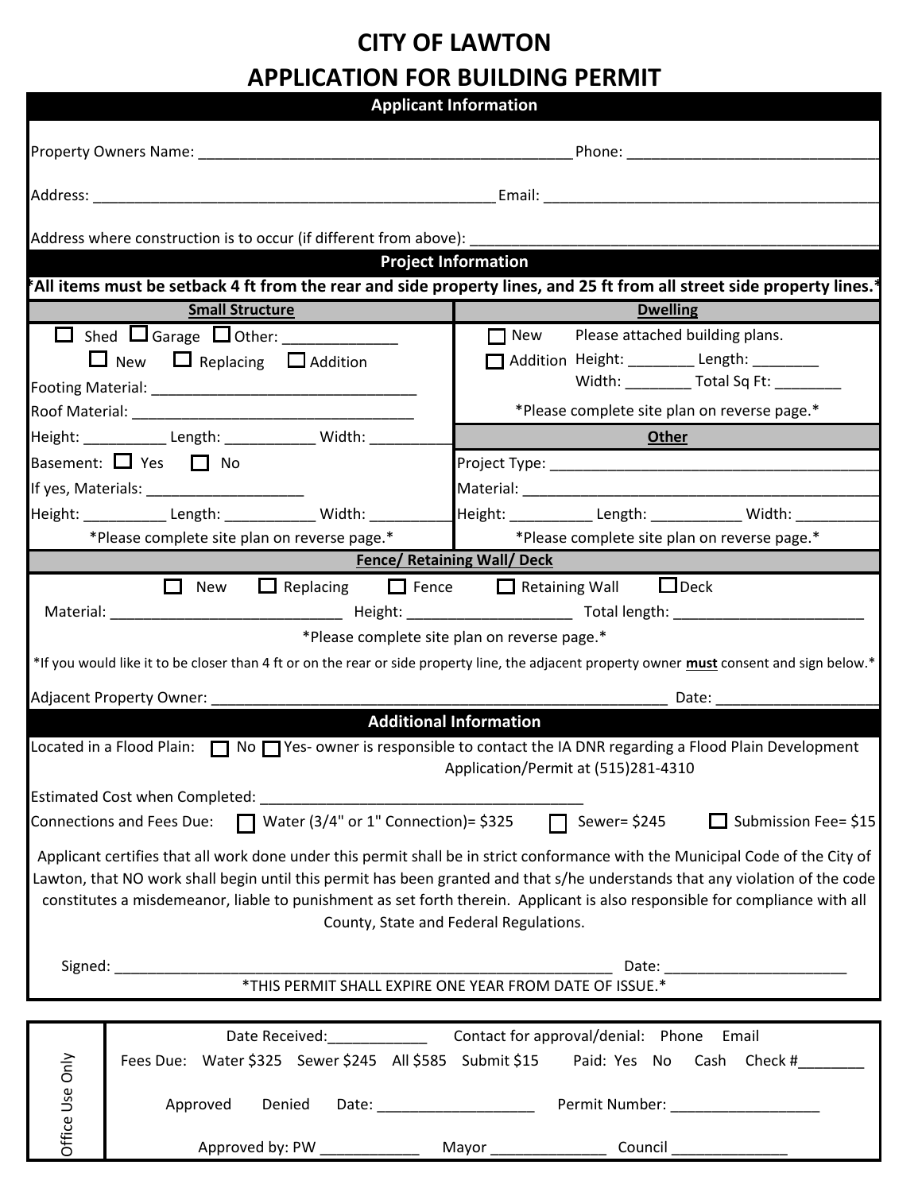# CITY OF LAWTON
# APPLICATION FOR BUILDING PERMIT

## Applicant Information

Property Owners Name: ____________________________________________ Phone: ____________________________

Address: ______________________________________________ Email: ______________________________________

Address where construction is to occur (if different from above): ______________________________________________

## Project Information

**\*All items must be setback 4 ft from the rear and side property lines, and 25 ft from all street side property lines.\***

### Small Structure

☐ Shed ☐ Garage ☐ Other: ______________

☐ New ☐ Replacing ☐ Addition

Footing Material: ________________________________

Roof Material: __________________________________

Height: __________ Length: ___________ Width: __________

Basement: ☐ Yes ☐ No

If yes, Materials: ___________________

Height: __________ Length: ___________ Width: __________

\*Please complete site plan on reverse page.\*

### Dwelling

☐ New Please attached building plans.

☐ Addition Height: ________ Length: ________

Width: ________ Total Sq Ft: ________

\*Please complete site plan on reverse page.\*

### Other

Project Type: ____________________________________________

Material: _______________________________________________

Height: __________ Length: ___________ Width: __________

\*Please complete site plan on reverse page.\*

### Fence/ Retaining Wall/ Deck

☐ New ☐ Replacing ☐ Fence ☐ Retaining Wall ☐ Deck

Material: ____________________________ Height: ____________________ Total length: _______________________

\*Please complete site plan on reverse page.\*

\*If you would like it to be closer than 4 ft or on the rear or side property line, the adjacent property owner **must** consent and sign below.\*

Adjacent Property Owner: ________________________________________________________ Date: ___________________

## Additional Information

Located in a Flood Plain: ☐ No ☐ Yes- owner is responsible to contact the IA DNR regarding a Flood Plain Development Application/Permit at (515)281-4310

Estimated Cost when Completed: ______________________________________

Connections and Fees Due: ☐ Water (3/4" or 1" Connection)= $325 ☐ Sewer= $245 ☐ Submission Fee= $15

Applicant certifies that all work done under this permit shall be in strict conformance with the Municipal Code of the City of Lawton, that NO work shall begin until this permit has been granted and that s/he understands that any violation of the code constitutes a misdemeanor, liable to punishment as set forth therein. Applicant is also responsible for compliance with all County, State and Federal Regulations.

Signed: ______________________________________________________________ Date: ______________________

\*THIS PERMIT SHALL EXPIRE ONE YEAR FROM DATE OF ISSUE.\*

---

**Office Use Only**

Date Received:____________ Contact for approval/denial: Phone Email

Fees Due: Water $325 Sewer $245 All $585 Submit $15 Paid: Yes No Cash Check #________

Approved Denied Date: ___________________ Permit Number: __________________

Approved by: PW ____________ Mayor ______________ Council ______________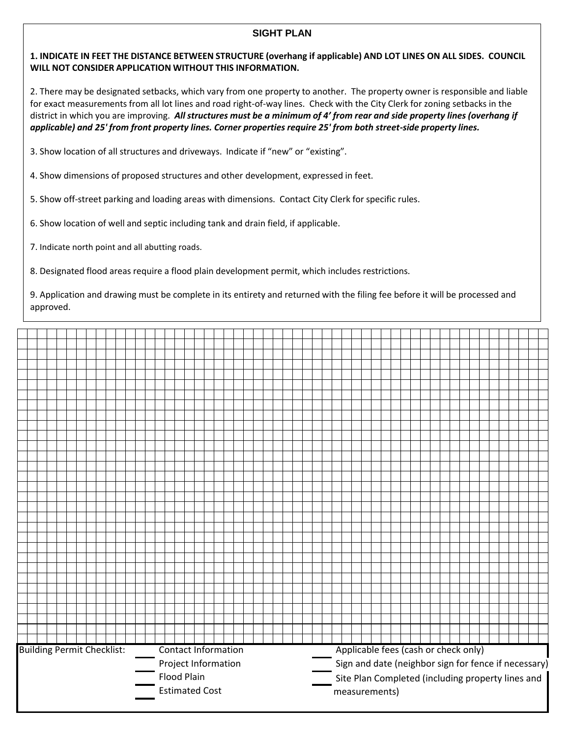## SIGHT PLAN

**1. INDICATE IN FEET THE DISTANCE BETWEEN STRUCTURE (overhang if applicable) AND LOT LINES ON ALL SIDES. COUNCIL WILL NOT CONSIDER APPLICATION WITHOUT THIS INFORMATION.**

2. There may be designated setbacks, which vary from one property to another. The property owner is responsible and liable for exact measurements from all lot lines and road right-of-way lines. Check with the City Clerk for zoning setbacks in the district in which you are improving. ***All structures must be a minimum of 4' from rear and side property lines (overhang if applicable) and 25' from front property lines. Corner properties require 25' from both street-side property lines.***

3. Show location of all structures and driveways. Indicate if "new" or "existing".

4. Show dimensions of proposed structures and other development, expressed in feet.

5. Show off-street parking and loading areas with dimensions. Contact City Clerk for specific rules.

6. Show location of well and septic including tank and drain field, if applicable.

7. Indicate north point and all abutting roads.

8. Designated flood areas require a flood plain development permit, which includes restrictions.

9. Application and drawing must be complete in its entirety and returned with the filing fee before it will be processed and approved.

Building Permit Checklist:

- ____ Contact Information
- ____ Project Information
- ____ Flood Plain
- ____ Estimated Cost
- ____ Applicable fees (cash or check only)
- ____ Sign and date (neighbor sign for fence if necessary)
- ____ Site Plan Completed (including property lines and measurements)